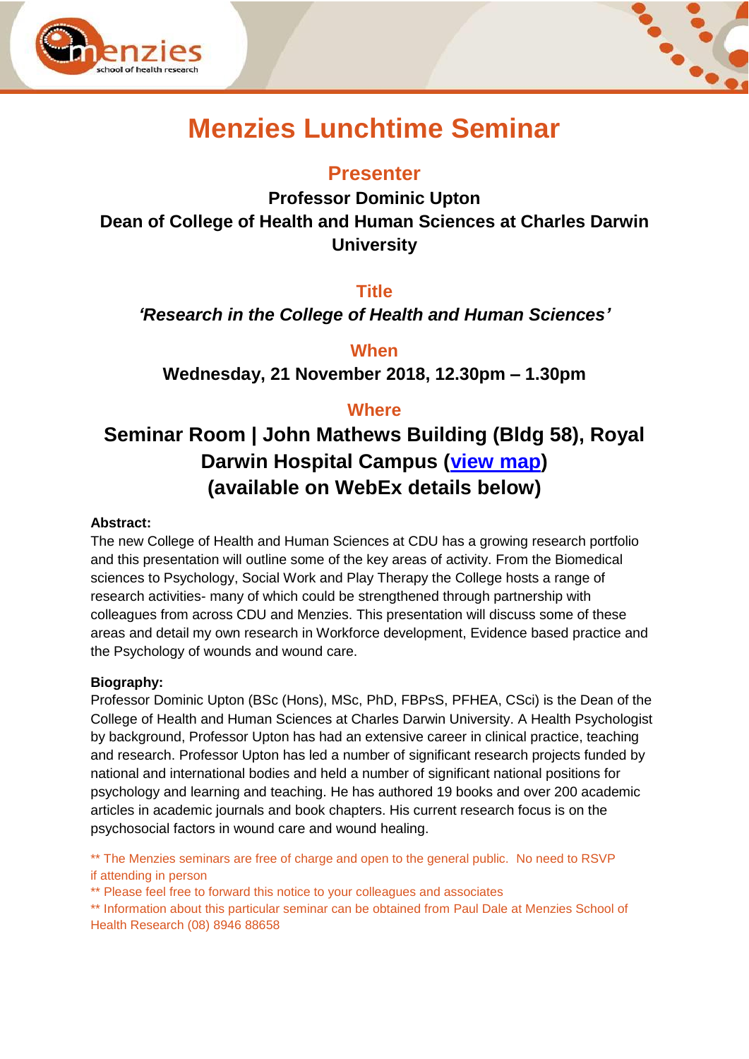# Menzies Lunchtime Seminar

## Presenter

**Professor Dominic Upton**
**Dean of College of Health and Human Sciences at Charles Darwin University**

## Title

***'Research in the College of Health and Human Sciences'***

## When

**Wednesday, 21 November 2018, 12.30pm – 1.30pm**

## Where

**Seminar Room | John Mathews Building (Bldg 58), Royal Darwin Hospital Campus (view map)**
**(available on WebEx details below)**

**Abstract:**
The new College of Health and Human Sciences at CDU has a growing research portfolio and this presentation will outline some of the key areas of activity. From the Biomedical sciences to Psychology, Social Work and Play Therapy the College hosts a range of research activities- many of which could be strengthened through partnership with colleagues from across CDU and Menzies. This presentation will discuss some of these areas and detail my own research in Workforce development, Evidence based practice and the Psychology of wounds and wound care.

**Biography:**
Professor Dominic Upton (BSc (Hons), MSc, PhD, FBPsS, PFHEA, CSci) is the Dean of the College of Health and Human Sciences at Charles Darwin University. A Health Psychologist by background, Professor Upton has had an extensive career in clinical practice, teaching and research. Professor Upton has led a number of significant research projects funded by national and international bodies and held a number of significant national positions for psychology and learning and teaching. He has authored 19 books and over 200 academic articles in academic journals and book chapters. His current research focus is on the psychosocial factors in wound care and wound healing.

** The Menzies seminars are free of charge and open to the general public. No need to RSVP if attending in person
** Please feel free to forward this notice to your colleagues and associates
** Information about this particular seminar can be obtained from Paul Dale at Menzies School of Health Research (08) 8946 88658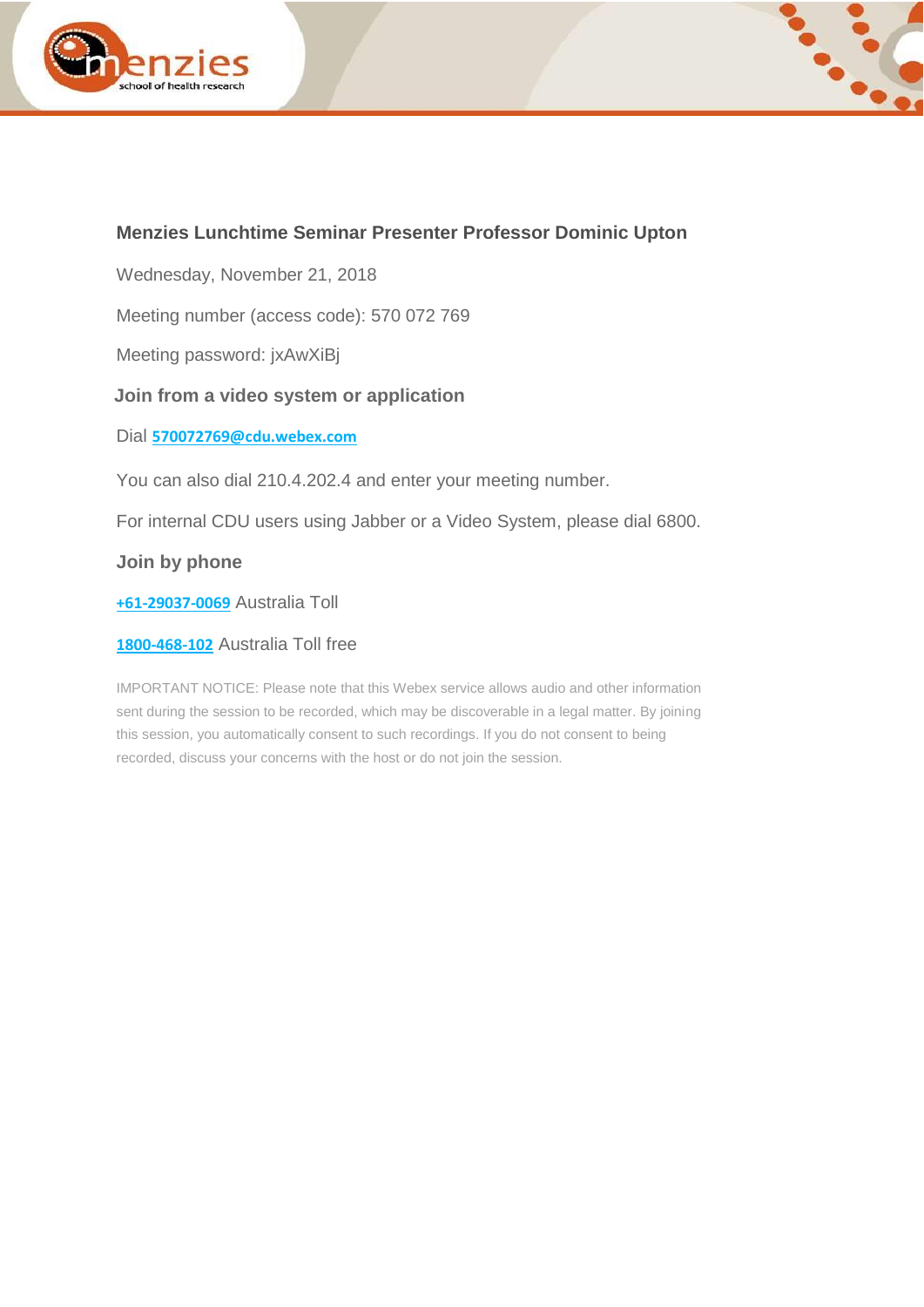## Menzies Lunchtime Seminar Presenter Professor Dominic Upton

Wednesday, November 21, 2018

Meeting number (access code): 570 072 769

Meeting password: jxAwXiBj

### Join from a video system or application

Dial 570072769@cdu.webex.com

You can also dial 210.4.202.4 and enter your meeting number.

For internal CDU users using Jabber or a Video System, please dial 6800.

### Join by phone

+61-29037-0069 Australia Toll

1800-468-102 Australia Toll free

IMPORTANT NOTICE: Please note that this Webex service allows audio and other information sent during the session to be recorded, which may be discoverable in a legal matter. By joining this session, you automatically consent to such recordings. If you do not consent to being recorded, discuss your concerns with the host or do not join the session.